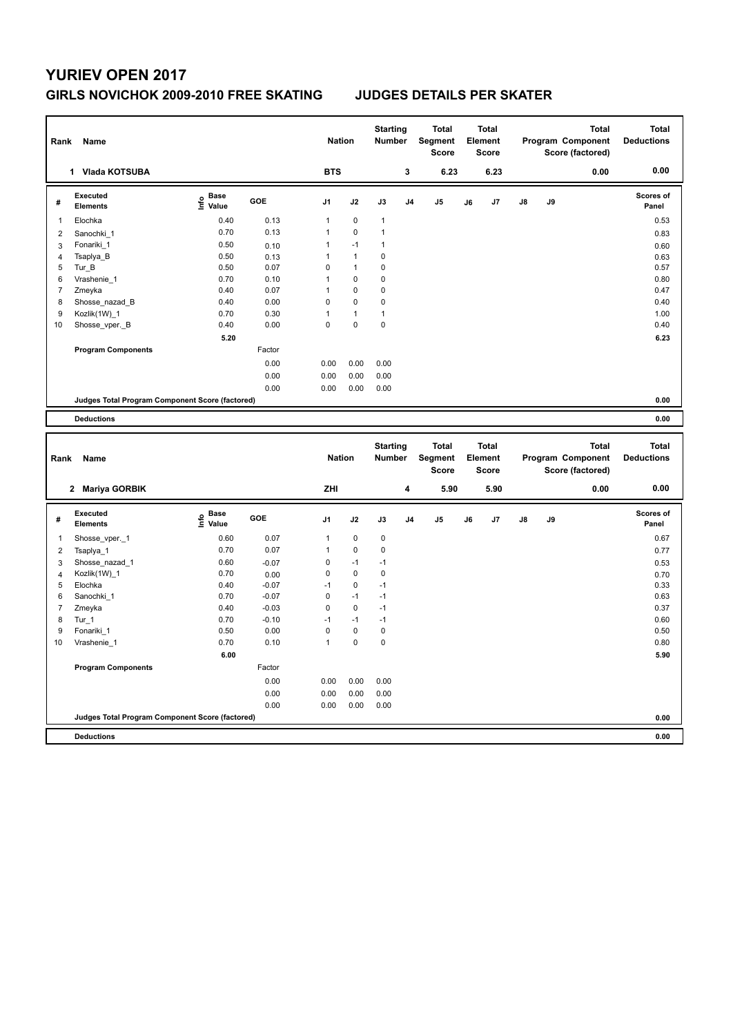# YURIEV OPEN 2017

## GIRLS NOVICHOK 2009-2010 FREE SKATING JUDGES DETAILS PER SKATER

| Rank | Name | Nation | Starting Number | Total Segment Score | Total Element Score | Total Program Component Score (factored) | Total Deductions |
|---|---|---|---|---|---|---|---|
| 1 | Vlada KOTSUBA | BTS | 3 | 6.23 | 6.23 | 0.00 | 0.00 |

| # | Executed Elements | Info | Base Value | GOE | J1 | J2 | J3 | J4 | J5 | J6 | J7 | J8 | J9 | Scores of Panel |
|---|---|---|---|---|---|---|---|---|---|---|---|---|---|---|
| 1 | Elochka | | 0.40 | 0.13 | 1 | 0 | 1 | | | | | | | 0.53 |
| 2 | Sanochki_1 | | 0.70 | 0.13 | 1 | 0 | 1 | | | | | | | 0.83 |
| 3 | Fonariki_1 | | 0.50 | 0.10 | 1 | -1 | 1 | | | | | | | 0.60 |
| 4 | Tsaplya_B | | 0.50 | 0.13 | 1 | 1 | 0 | | | | | | | 0.63 |
| 5 | Tur_B | | 0.50 | 0.07 | 0 | 1 | 0 | | | | | | | 0.57 |
| 6 | Vrashenie_1 | | 0.70 | 0.10 | 1 | 0 | 0 | | | | | | | 0.80 |
| 7 | Zmeyka | | 0.40 | 0.07 | 1 | 0 | 0 | | | | | | | 0.47 |
| 8 | Shosse_nazad_B | | 0.40 | 0.00 | 0 | 0 | 0 | | | | | | | 0.40 |
| 9 | Kozlik(1W)_1 | | 0.70 | 0.30 | 1 | 1 | 1 | | | | | | | 1.00 |
| 10 | Shosse_vper._B | | 0.40 | 0.00 | 0 | 0 | 0 | | | | | | | 0.40 |
| | | | 5.20 | | | | | | | | | | | 6.23 |
| | Program Components | | | Factor | | | | | | | | | | |
| | | | | 0.00 | 0.00 | 0.00 | 0.00 | | | | | | | |
| | | | | 0.00 | 0.00 | 0.00 | 0.00 | | | | | | | |
| | | | | 0.00 | 0.00 | 0.00 | 0.00 | | | | | | | |
| | Judges Total Program Component Score (factored) | | | | | | | | | | | | | 0.00 |
| | Deductions | | | | | | | | | | | | | 0.00 |

| Rank | Name | Nation | Starting Number | Total Segment Score | Total Element Score | Total Program Component Score (factored) | Total Deductions |
|---|---|---|---|---|---|---|---|
| 2 | Mariya GORBIK | ZHI | 4 | 5.90 | 5.90 | 0.00 | 0.00 |

| # | Executed Elements | Info | Base Value | GOE | J1 | J2 | J3 | J4 | J5 | J6 | J7 | J8 | J9 | Scores of Panel |
|---|---|---|---|---|---|---|---|---|---|---|---|---|---|---|
| 1 | Shosse_vper._1 | | 0.60 | 0.07 | 1 | 0 | 0 | | | | | | | 0.67 |
| 2 | Tsaplya_1 | | 0.70 | 0.07 | 1 | 0 | 0 | | | | | | | 0.77 |
| 3 | Shosse_nazad_1 | | 0.60 | -0.07 | 0 | -1 | -1 | | | | | | | 0.53 |
| 4 | Kozlik(1W)_1 | | 0.70 | 0.00 | 0 | 0 | 0 | | | | | | | 0.70 |
| 5 | Elochka | | 0.40 | -0.07 | -1 | 0 | -1 | | | | | | | 0.33 |
| 6 | Sanochki_1 | | 0.70 | -0.07 | 0 | -1 | -1 | | | | | | | 0.63 |
| 7 | Zmeyka | | 0.40 | -0.03 | 0 | 0 | -1 | | | | | | | 0.37 |
| 8 | Tur_1 | | 0.70 | -0.10 | -1 | -1 | -1 | | | | | | | 0.60 |
| 9 | Fonariki_1 | | 0.50 | 0.00 | 0 | 0 | 0 | | | | | | | 0.50 |
| 10 | Vrashenie_1 | | 0.70 | 0.10 | 1 | 0 | 0 | | | | | | | 0.80 |
| | | | 6.00 | | | | | | | | | | | 5.90 |
| | Program Components | | | Factor | | | | | | | | | | |
| | | | | 0.00 | 0.00 | 0.00 | 0.00 | | | | | | | |
| | | | | 0.00 | 0.00 | 0.00 | 0.00 | | | | | | | |
| | | | | 0.00 | 0.00 | 0.00 | 0.00 | | | | | | | |
| | Judges Total Program Component Score (factored) | | | | | | | | | | | | | 0.00 |
| | Deductions | | | | | | | | | | | | | 0.00 |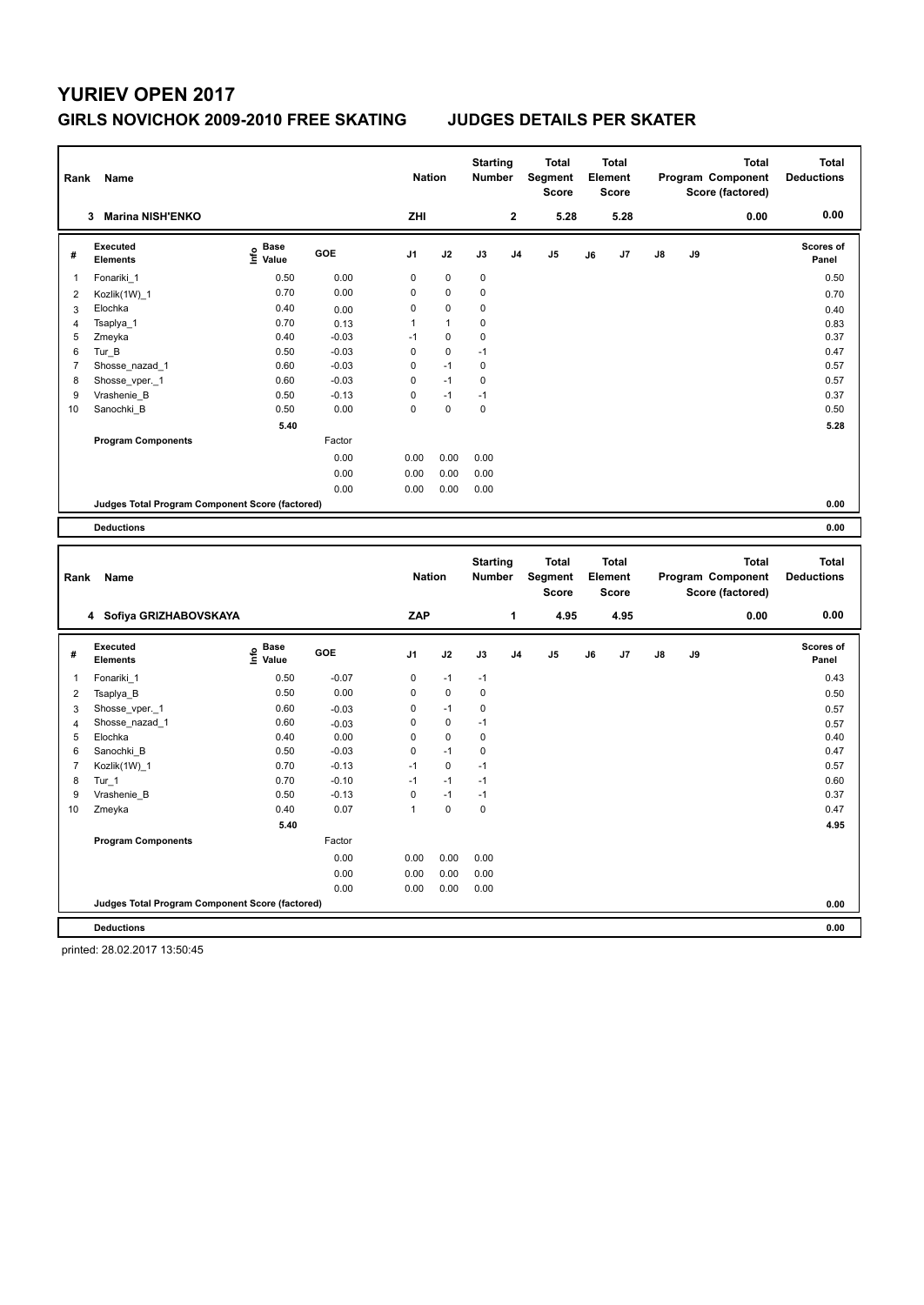# YURIEV OPEN 2017

## GIRLS NOVICHOK 2009-2010 FREE SKATING JUDGES DETAILS PER SKATER

| Rank | Name | Nation | Starting Number | Total Segment Score | Total Element Score | Total Program Component Score (factored) | Total Deductions |
|---|---|---|---|---|---|---|---|
| 3 | Marina NISH'ENKO | ZHI | 2 | 5.28 | 5.28 | 0.00 | 0.00 |

| # | Executed Elements | Info | Base Value | GOE | J1 | J2 | J3 | J4 | J5 | J6 | J7 | J8 | J9 | Scores of Panel |
|---|---|---|---|---|---|---|---|---|---|---|---|---|---|---|
| 1 | Fonariki_1 | | 0.50 | 0.00 | 0 | 0 | 0 | | | | | | | 0.50 |
| 2 | Kozlik(1W)_1 | | 0.70 | 0.00 | 0 | 0 | 0 | | | | | | | 0.70 |
| 3 | Elochka | | 0.40 | 0.00 | 0 | 0 | 0 | | | | | | | 0.40 |
| 4 | Tsaplya_1 | | 0.70 | 0.13 | 1 | 1 | 0 | | | | | | | 0.83 |
| 5 | Zmeyka | | 0.40 | -0.03 | -1 | 0 | 0 | | | | | | | 0.37 |
| 6 | Tur_B | | 0.50 | -0.03 | 0 | 0 | -1 | | | | | | | 0.47 |
| 7 | Shosse_nazad_1 | | 0.60 | -0.03 | 0 | -1 | 0 | | | | | | | 0.57 |
| 8 | Shosse_vper._1 | | 0.60 | -0.03 | 0 | -1 | 0 | | | | | | | 0.57 |
| 9 | Vrashenie_B | | 0.50 | -0.13 | 0 | -1 | -1 | | | | | | | 0.37 |
| 10 | Sanochki_B | | 0.50 | 0.00 | 0 | 0 | 0 | | | | | | | 0.50 |
| | | | 5.40 | | | | | | | | | | | 5.28 |
| | Program Components | | | Factor | | | | | | | | | | |
| | | | | 0.00 | 0.00 | 0.00 | 0.00 | | | | | | | |
| | | | | 0.00 | 0.00 | 0.00 | 0.00 | | | | | | | |
| | | | | 0.00 | 0.00 | 0.00 | 0.00 | | | | | | | |
| | Judges Total Program Component Score (factored) | | | | | | | | | | | | | 0.00 |
| | Deductions | | | | | | | | | | | | | 0.00 |

| Rank | Name | Nation | Starting Number | Total Segment Score | Total Element Score | Total Program Component Score (factored) | Total Deductions |
|---|---|---|---|---|---|---|---|
| 4 | Sofiya GRIZHABOVSKAYA | ZAP | 1 | 4.95 | 4.95 | 0.00 | 0.00 |

| # | Executed Elements | Info | Base Value | GOE | J1 | J2 | J3 | J4 | J5 | J6 | J7 | J8 | J9 | Scores of Panel |
|---|---|---|---|---|---|---|---|---|---|---|---|---|---|---|
| 1 | Fonariki_1 | | 0.50 | -0.07 | 0 | -1 | -1 | | | | | | | 0.43 |
| 2 | Tsaplya_B | | 0.50 | 0.00 | 0 | 0 | 0 | | | | | | | 0.50 |
| 3 | Shosse_vper._1 | | 0.60 | -0.03 | 0 | -1 | 0 | | | | | | | 0.57 |
| 4 | Shosse_nazad_1 | | 0.60 | -0.03 | 0 | 0 | -1 | | | | | | | 0.57 |
| 5 | Elochka | | 0.40 | 0.00 | 0 | 0 | 0 | | | | | | | 0.40 |
| 6 | Sanochki_B | | 0.50 | -0.03 | 0 | -1 | 0 | | | | | | | 0.47 |
| 7 | Kozlik(1W)_1 | | 0.70 | -0.13 | -1 | 0 | -1 | | | | | | | 0.57 |
| 8 | Tur_1 | | 0.70 | -0.10 | -1 | -1 | -1 | | | | | | | 0.60 |
| 9 | Vrashenie_B | | 0.50 | -0.13 | 0 | -1 | -1 | | | | | | | 0.37 |
| 10 | Zmeyka | | 0.40 | 0.07 | 1 | 0 | 0 | | | | | | | 0.47 |
| | | | 5.40 | | | | | | | | | | | 4.95 |
| | Program Components | | | Factor | | | | | | | | | | |
| | | | | 0.00 | 0.00 | 0.00 | 0.00 | | | | | | | |
| | | | | 0.00 | 0.00 | 0.00 | 0.00 | | | | | | | |
| | | | | 0.00 | 0.00 | 0.00 | 0.00 | | | | | | | |
| | Judges Total Program Component Score (factored) | | | | | | | | | | | | | 0.00 |
| | Deductions | | | | | | | | | | | | | 0.00 |

printed: 28.02.2017 13:50:45